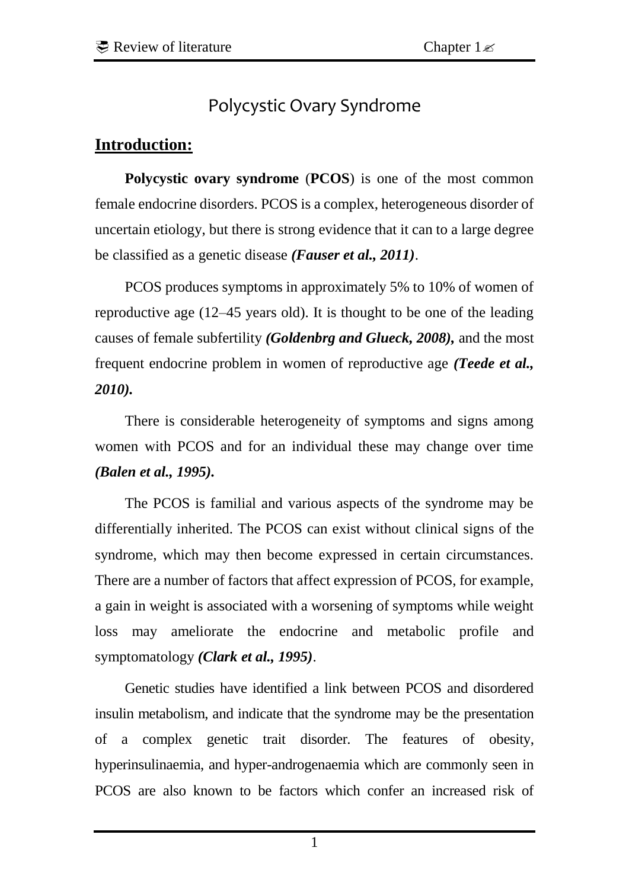# Polycystic Ovary Syndrome

## Introduction:

**Polycystic ovary syndrome** (**PCOS**) is one of the most common female endocrine disorders. PCOS is a complex, heterogeneous disorder of uncertain etiology, but there is strong evidence that it can to a large degree be classified as a genetic disease ***(Fauser et al., 2011)***.

PCOS produces symptoms in approximately 5% to 10% of women of reproductive age (12–45 years old). It is thought to be one of the leading causes of female subfertility ***(Goldenbrg and Glueck, 2008),*** and the most frequent endocrine problem in women of reproductive age ***(Teede et al., 2010).***

There is considerable heterogeneity of symptoms and signs among women with PCOS and for an individual these may change over time ***(Balen et al., 1995).***

The PCOS is familial and various aspects of the syndrome may be differentially inherited. The PCOS can exist without clinical signs of the syndrome, which may then become expressed in certain circumstances. There are a number of factors that affect expression of PCOS, for example, a gain in weight is associated with a worsening of symptoms while weight loss may ameliorate the endocrine and metabolic profile and symptomatology ***(Clark et al., 1995)***.

Genetic studies have identified a link between PCOS and disordered insulin metabolism, and indicate that the syndrome may be the presentation of a complex genetic trait disorder. The features of obesity, hyperinsulinaemia, and hyper-androgenaemia which are commonly seen in PCOS are also known to be factors which confer an increased risk of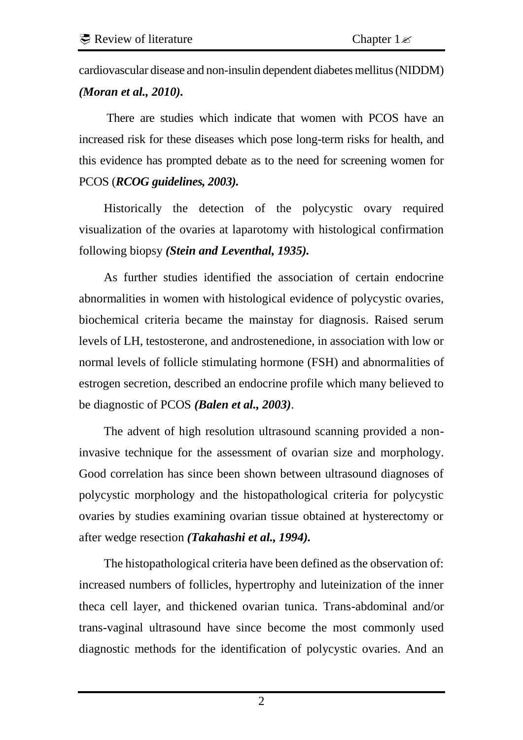cardiovascular disease and non-insulin dependent diabetes mellitus (NIDDM) ***(Moran et al., 2010).***

There are studies which indicate that women with PCOS have an increased risk for these diseases which pose long-term risks for health, and this evidence has prompted debate as to the need for screening women for PCOS (***RCOG guidelines, 2003).***

Historically the detection of the polycystic ovary required visualization of the ovaries at laparotomy with histological confirmation following biopsy ***(Stein and Leventhal, 1935).***

As further studies identified the association of certain endocrine abnormalities in women with histological evidence of polycystic ovaries, biochemical criteria became the mainstay for diagnosis. Raised serum levels of LH, testosterone, and androstenedione, in association with low or normal levels of follicle stimulating hormone (FSH) and abnormalities of estrogen secretion, described an endocrine profile which many believed to be diagnostic of PCOS ***(Balen et al., 2003)***.

The advent of high resolution ultrasound scanning provided a non-invasive technique for the assessment of ovarian size and morphology. Good correlation has since been shown between ultrasound diagnoses of polycystic morphology and the histopathological criteria for polycystic ovaries by studies examining ovarian tissue obtained at hysterectomy or after wedge resection ***(Takahashi et al., 1994).***

The histopathological criteria have been defined as the observation of: increased numbers of follicles, hypertrophy and luteinization of the inner theca cell layer, and thickened ovarian tunica. Trans-abdominal and/or trans-vaginal ultrasound have since become the most commonly used diagnostic methods for the identification of polycystic ovaries. And an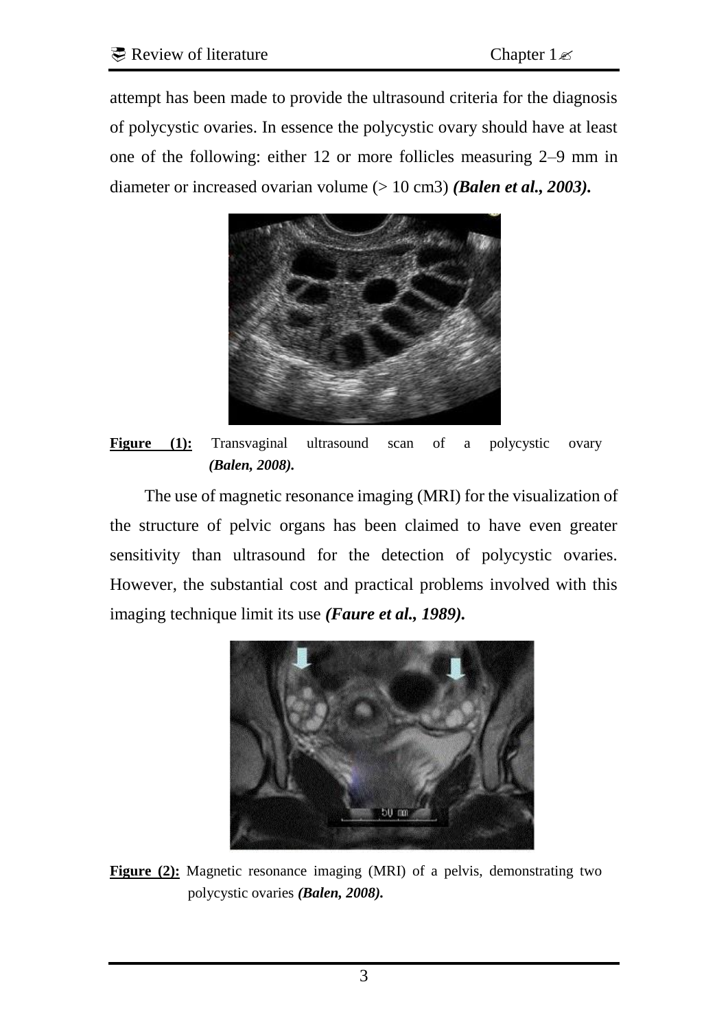attempt has been made to provide the ultrasound criteria for the diagnosis of polycystic ovaries. In essence the polycystic ovary should have at least one of the following: either 12 or more follicles measuring 2–9 mm in diameter or increased ovarian volume (> 10 cm3) ***(Balen et al., 2003).***

**Figure (1):** Transvaginal ultrasound scan of a polycystic ovary ***(Balen, 2008).***

The use of magnetic resonance imaging (MRI) for the visualization of the structure of pelvic organs has been claimed to have even greater sensitivity than ultrasound for the detection of polycystic ovaries. However, the substantial cost and practical problems involved with this imaging technique limit its use ***(Faure et al., 1989).***

**Figure (2):** Magnetic resonance imaging (MRI) of a pelvis, demonstrating two polycystic ovaries ***(Balen, 2008).***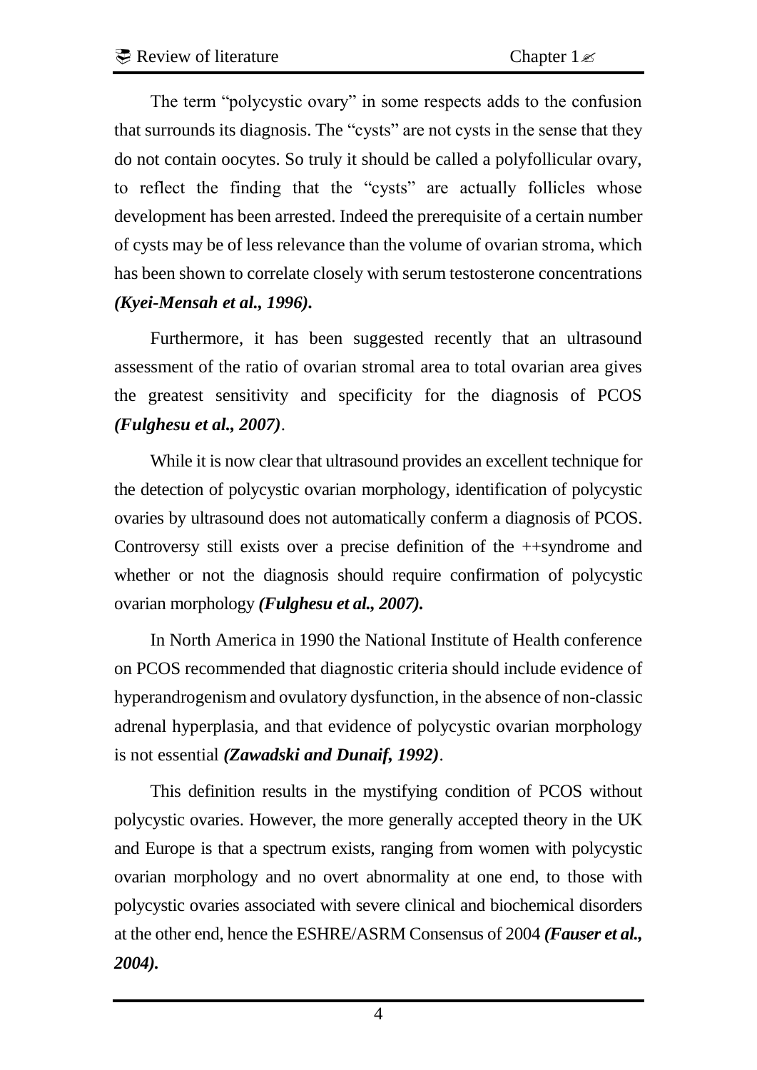The term “polycystic ovary” in some respects adds to the confusion that surrounds its diagnosis. The “cysts” are not cysts in the sense that they do not contain oocytes. So truly it should be called a polyfollicular ovary, to reflect the finding that the “cysts” are actually follicles whose development has been arrested. Indeed the prerequisite of a certain number of cysts may be of less relevance than the volume of ovarian stroma, which has been shown to correlate closely with serum testosterone concentrations ***(Kyei-Mensah et al., 1996).***

Furthermore, it has been suggested recently that an ultrasound assessment of the ratio of ovarian stromal area to total ovarian area gives the greatest sensitivity and specificity for the diagnosis of PCOS ***(Fulghesu et al., 2007)***.

While it is now clear that ultrasound provides an excellent technique for the detection of polycystic ovarian morphology, identification of polycystic ovaries by ultrasound does not automatically conferm a diagnosis of PCOS. Controversy still exists over a precise definition of the ++syndrome and whether or not the diagnosis should require confirmation of polycystic ovarian morphology ***(Fulghesu et al., 2007).***

In North America in 1990 the National Institute of Health conference on PCOS recommended that diagnostic criteria should include evidence of hyperandrogenism and ovulatory dysfunction, in the absence of non-classic adrenal hyperplasia, and that evidence of polycystic ovarian morphology is not essential ***(Zawadski and Dunaif, 1992)***.

This definition results in the mystifying condition of PCOS without polycystic ovaries. However, the more generally accepted theory in the UK and Europe is that a spectrum exists, ranging from women with polycystic ovarian morphology and no overt abnormality at one end, to those with polycystic ovaries associated with severe clinical and biochemical disorders at the other end, hence the ESHRE/ASRM Consensus of 2004 ***(Fauser et al., 2004).***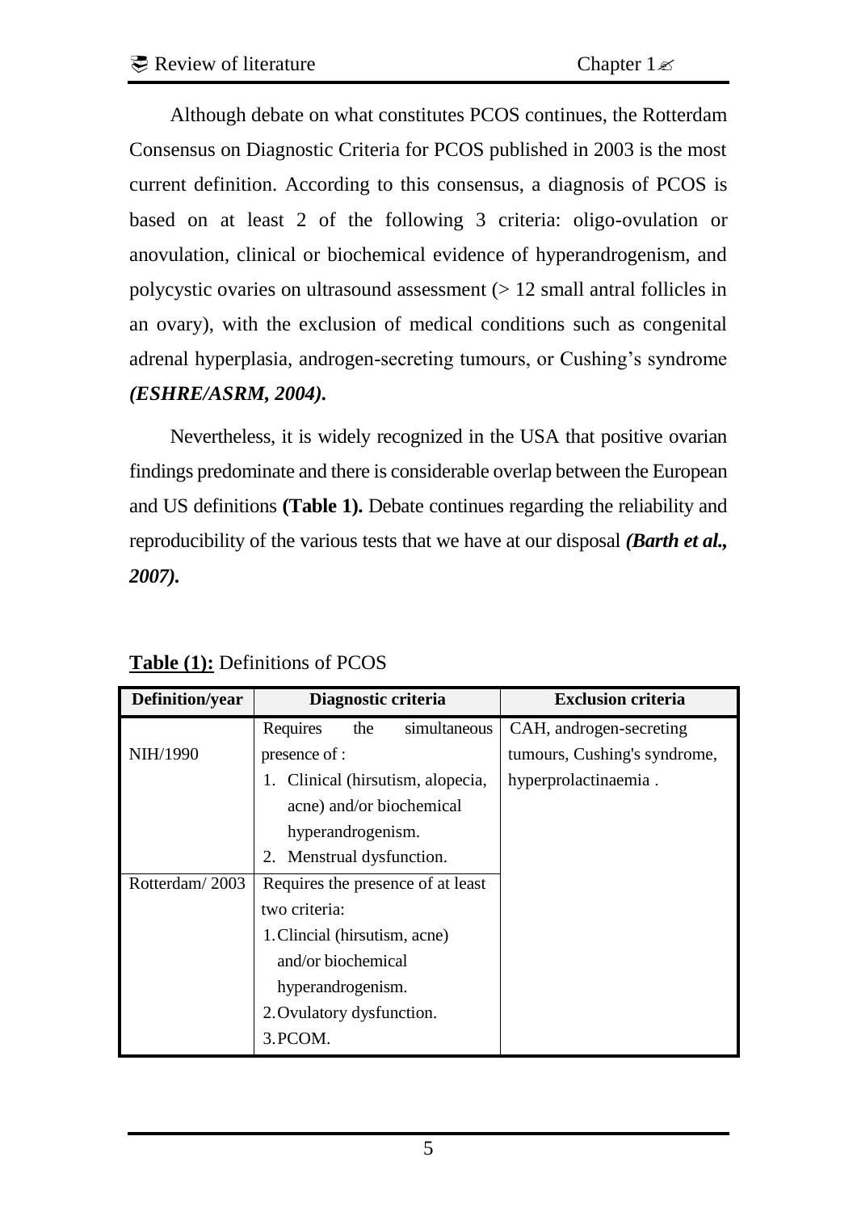Although debate on what constitutes PCOS continues, the Rotterdam Consensus on Diagnostic Criteria for PCOS published in 2003 is the most current definition. According to this consensus, a diagnosis of PCOS is based on at least 2 of the following 3 criteria: oligo-ovulation or anovulation, clinical or biochemical evidence of hyperandrogenism, and polycystic ovaries on ultrasound assessment (> 12 small antral follicles in an ovary), with the exclusion of medical conditions such as congenital adrenal hyperplasia, androgen-secreting tumours, or Cushing's syndrome ***(ESHRE/ASRM, 2004).***

Nevertheless, it is widely recognized in the USA that positive ovarian findings predominate and there is considerable overlap between the European and US definitions **(Table 1).** Debate continues regarding the reliability and reproducibility of the various tests that we have at our disposal ***(Barth et al., 2007).***

**Table (1):** Definitions of PCOS

| Definition/year | Diagnostic criteria | Exclusion criteria |
|---|---|---|
| NIH/1990 | Requires the simultaneous presence of :<br>1. Clinical (hirsutism, alopecia, acne) and/or biochemical hyperandrogenism.<br>2. Menstrual dysfunction. | CAH, androgen-secreting tumours, Cushing's syndrome, hyperprolactinaemia . |
| Rotterdam/ 2003 | Requires the presence of at least two criteria:<br>1. Clincial (hirsutism, acne) and/or biochemical hyperandrogenism.<br>2. Ovulatory dysfunction.<br>3. PCOM. | |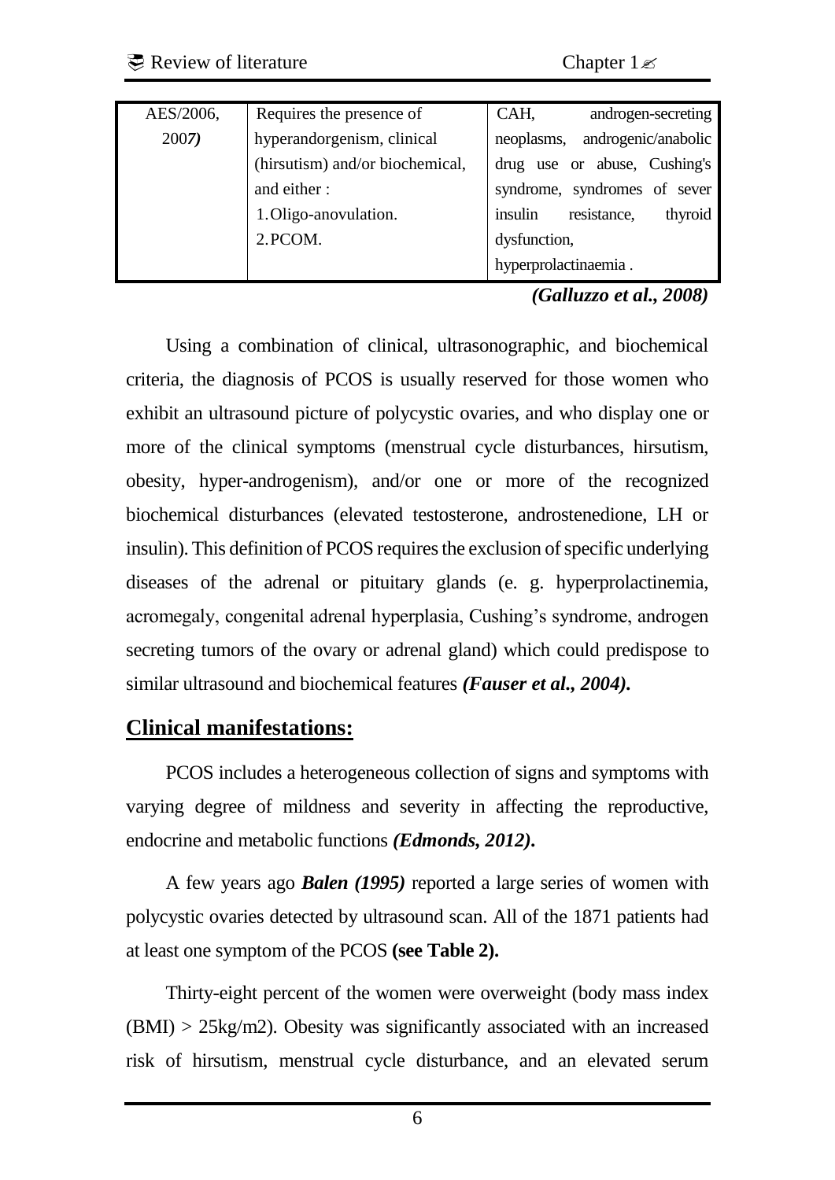| AES/2006, 2007) | Requires the presence of hyperandorgenism, clinical (hirsutism) and/or biochemical, and either :<br>1. Oligo-anovulation.<br>2. PCOM. | CAH, androgen-secreting neoplasms, androgenic/anabolic drug use or abuse, Cushing's syndrome, syndromes of sever insulin resistance, thyroid dysfunction, hyperprolactinaemia . |
|---|---|---|

***(Galluzzo et al., 2008)***

Using a combination of clinical, ultrasonographic, and biochemical criteria, the diagnosis of PCOS is usually reserved for those women who exhibit an ultrasound picture of polycystic ovaries, and who display one or more of the clinical symptoms (menstrual cycle disturbances, hirsutism, obesity, hyper-androgenism), and/or one or more of the recognized biochemical disturbances (elevated testosterone, androstenedione, LH or insulin). This definition of PCOS requires the exclusion of specific underlying diseases of the adrenal or pituitary glands (e. g. hyperprolactinemia, acromegaly, congenital adrenal hyperplasia, Cushing's syndrome, androgen secreting tumors of the ovary or adrenal gland) which could predispose to similar ultrasound and biochemical features ***(Fauser et al., 2004).***

## Clinical manifestations:

PCOS includes a heterogeneous collection of signs and symptoms with varying degree of mildness and severity in affecting the reproductive, endocrine and metabolic functions ***(Edmonds, 2012).***

A few years ago ***Balen (1995)*** reported a large series of women with polycystic ovaries detected by ultrasound scan. All of the 1871 patients had at least one symptom of the PCOS **(see Table 2).**

Thirty-eight percent of the women were overweight (body mass index (BMI) > 25kg/m2). Obesity was significantly associated with an increased risk of hirsutism, menstrual cycle disturbance, and an elevated serum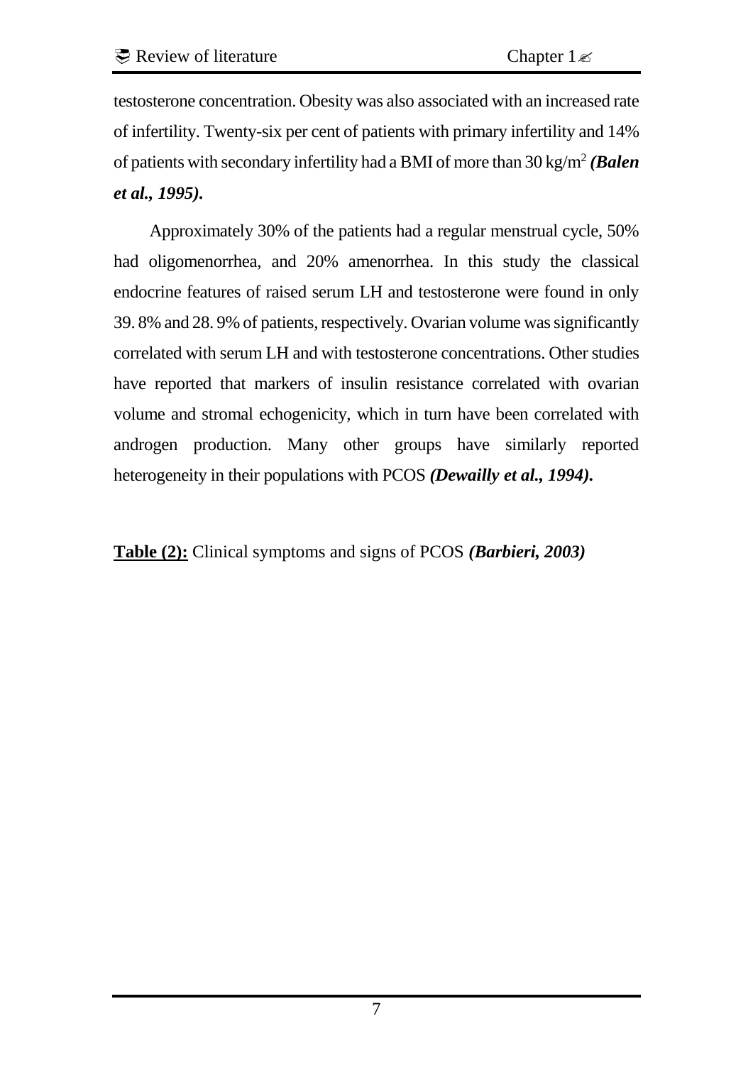testosterone concentration. Obesity was also associated with an increased rate of infertility. Twenty-six per cent of patients with primary infertility and 14% of patients with secondary infertility had a BMI of more than 30 kg/m$^2$ ***(Balen et al., 1995).***

Approximately 30% of the patients had a regular menstrual cycle, 50% had oligomenorrhea, and 20% amenorrhea. In this study the classical endocrine features of raised serum LH and testosterone were found in only 39. 8% and 28. 9% of patients, respectively. Ovarian volume was significantly correlated with serum LH and with testosterone concentrations. Other studies have reported that markers of insulin resistance correlated with ovarian volume and stromal echogenicity, which in turn have been correlated with androgen production. Many other groups have similarly reported heterogeneity in their populations with PCOS ***(Dewailly et al., 1994).***

**Table (2):** Clinical symptoms and signs of PCOS ***(Barbieri, 2003)***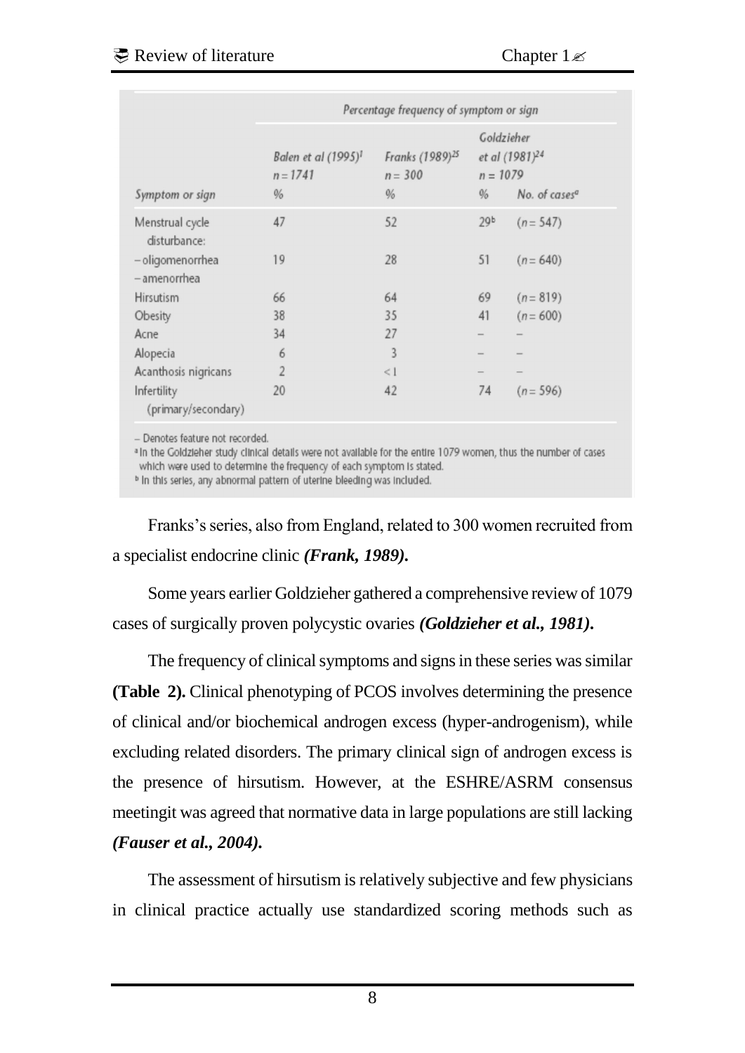| | Percentage frequency of symptom or sign | | | |
|---|---|---|---|---|
| | Balen et al (1995)[1] n = 1741 | Franks (1989)[25] n = 300 | Goldzieher et al (1981)[24] n = 1079 | |
| Symptom or sign | % | % | % | No. of cases[a] |
| Menstrual cycle disturbance: | 47 | 52 | 29[b] | (n = 547) |
| – oligomenorrhea – amenorrhea | 19 | 28 | 51 | (n = 640) |
| Hirsutism | 66 | 64 | 69 | (n = 819) |
| Obesity | 38 | 35 | 41 | (n = 600) |
| Acne | 34 | 27 | – | – |
| Alopecia | 6 | 3 | – | – |
| Acanthosis nigricans | 2 | < 1 | – | – |
| Infertility (primary/secondary) | 20 | 42 | 74 | (n = 596) |

– Denotes feature not recorded.
[a] In the Goldzieher study clinical details were not available for the entire 1079 women, thus the number of cases which were used to determine the frequency of each symptom is stated.
[b] In this series, any abnormal pattern of uterine bleeding was included.

Franks's series, also from England, related to 300 women recruited from a specialist endocrine clinic ***(Frank, 1989).***

Some years earlier Goldzieher gathered a comprehensive review of 1079 cases of surgically proven polycystic ovaries ***(Goldzieher et al., 1981).***

The frequency of clinical symptoms and signs in these series was similar **(Table 2).** Clinical phenotyping of PCOS involves determining the presence of clinical and/or biochemical androgen excess (hyper-androgenism), while excluding related disorders. The primary clinical sign of androgen excess is the presence of hirsutism. However, at the ESHRE/ASRM consensus meetingit was agreed that normative data in large populations are still lacking ***(Fauser et al., 2004).***

The assessment of hirsutism is relatively subjective and few physicians in clinical practice actually use standardized scoring methods such as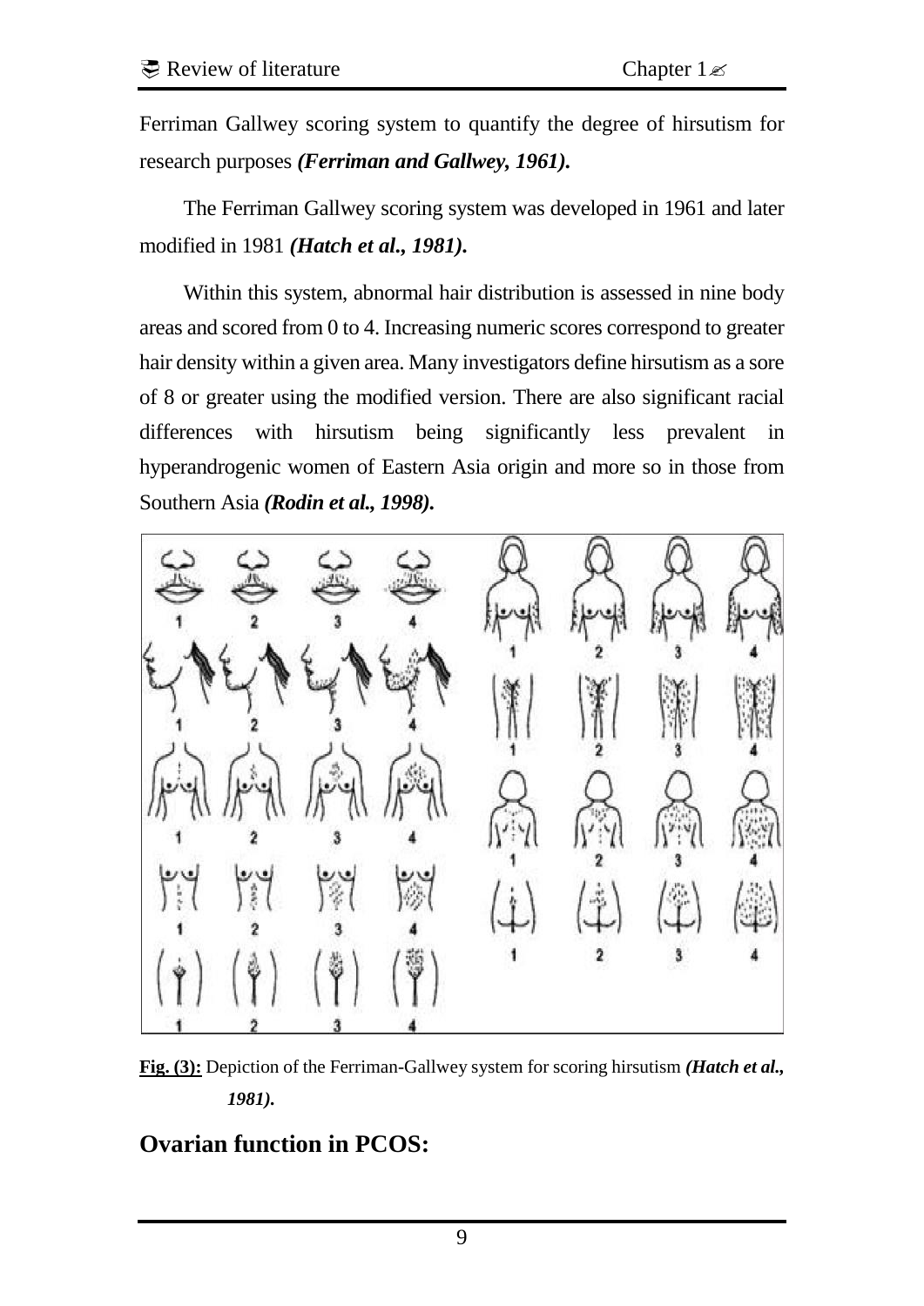Ferriman Gallwey scoring system to quantify the degree of hirsutism for research purposes ***(Ferriman and Gallwey, 1961).***

The Ferriman Gallwey scoring system was developed in 1961 and later modified in 1981 ***(Hatch et al., 1981).***

Within this system, abnormal hair distribution is assessed in nine body areas and scored from 0 to 4. Increasing numeric scores correspond to greater hair density within a given area. Many investigators define hirsutism as a sore of 8 or greater using the modified version. There are also significant racial differences with hirsutism being significantly less prevalent in hyperandrogenic women of Eastern Asia origin and more so in those from Southern Asia ***(Rodin et al., 1998).***

**Fig. (3):** Depiction of the Ferriman-Gallwey system for scoring hirsutism ***(Hatch et al., 1981).***

## Ovarian function in PCOS: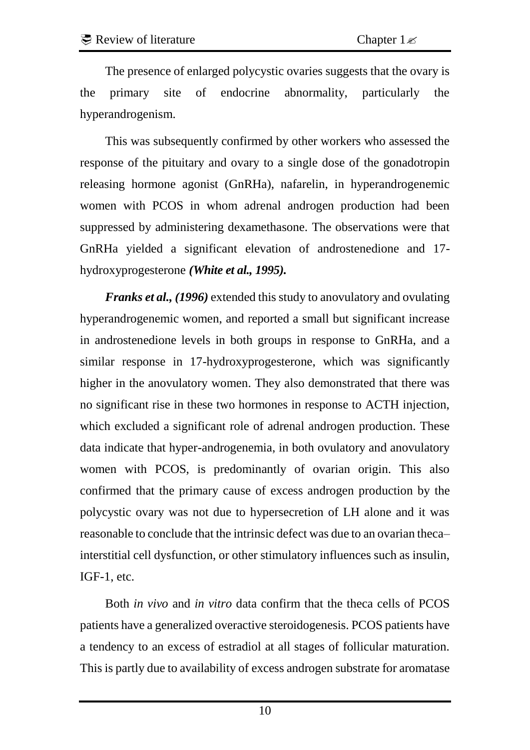The presence of enlarged polycystic ovaries suggests that the ovary is the primary site of endocrine abnormality, particularly the hyperandrogenism.

This was subsequently confirmed by other workers who assessed the response of the pituitary and ovary to a single dose of the gonadotropin releasing hormone agonist (GnRHa), nafarelin, in hyperandrogenemic women with PCOS in whom adrenal androgen production had been suppressed by administering dexamethasone. The observations were that GnRHa yielded a significant elevation of androstenedione and 17-hydroxyprogesterone ***(White et al., 1995).***

***Franks et al., (1996)*** extended this study to anovulatory and ovulating hyperandrogenemic women, and reported a small but significant increase in androstenedione levels in both groups in response to GnRHa, and a similar response in 17-hydroxyprogesterone, which was significantly higher in the anovulatory women. They also demonstrated that there was no significant rise in these two hormones in response to ACTH injection, which excluded a significant role of adrenal androgen production. These data indicate that hyper-androgenemia, in both ovulatory and anovulatory women with PCOS, is predominantly of ovarian origin. This also confirmed that the primary cause of excess androgen production by the polycystic ovary was not due to hypersecretion of LH alone and it was reasonable to conclude that the intrinsic defect was due to an ovarian theca–interstitial cell dysfunction, or other stimulatory influences such as insulin, IGF-1, etc.

Both *in vivo* and *in vitro* data confirm that the theca cells of PCOS patients have a generalized overactive steroidogenesis. PCOS patients have a tendency to an excess of estradiol at all stages of follicular maturation. This is partly due to availability of excess androgen substrate for aromatase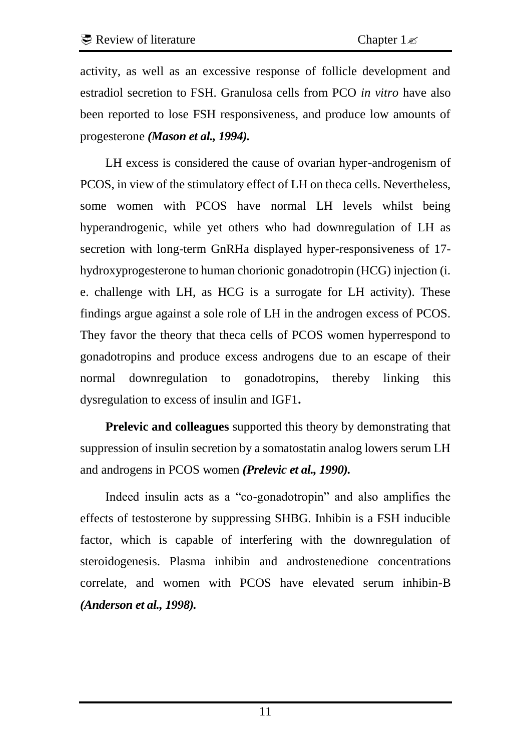activity, as well as an excessive response of follicle development and estradiol secretion to FSH. Granulosa cells from PCO *in vitro* have also been reported to lose FSH responsiveness, and produce low amounts of progesterone ***(Mason et al., 1994).***

LH excess is considered the cause of ovarian hyper-androgenism of PCOS, in view of the stimulatory effect of LH on theca cells. Nevertheless, some women with PCOS have normal LH levels whilst being hyperandrogenic, while yet others who had downregulation of LH as secretion with long-term GnRHa displayed hyper-responsiveness of 17-hydroxyprogesterone to human chorionic gonadotropin (HCG) injection (i. e. challenge with LH, as HCG is a surrogate for LH activity). These findings argue against a sole role of LH in the androgen excess of PCOS. They favor the theory that theca cells of PCOS women hyperrespond to gonadotropins and produce excess androgens due to an escape of their normal downregulation to gonadotropins, thereby linking this dysregulation to excess of insulin and IGF1**.**

**Prelevic and colleagues** supported this theory by demonstrating that suppression of insulin secretion by a somatostatin analog lowers serum LH and androgens in PCOS women ***(Prelevic et al., 1990).***

Indeed insulin acts as a "co-gonadotropin" and also amplifies the effects of testosterone by suppressing SHBG. Inhibin is a FSH inducible factor, which is capable of interfering with the downregulation of steroidogenesis. Plasma inhibin and androstenedione concentrations correlate, and women with PCOS have elevated serum inhibin-B ***(Anderson et al., 1998).***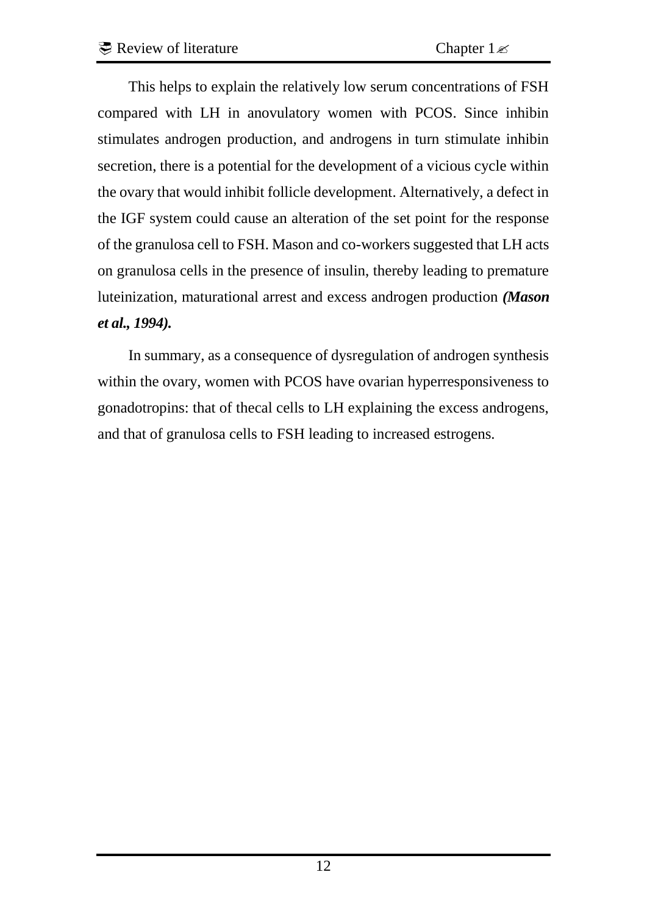This helps to explain the relatively low serum concentrations of FSH compared with LH in anovulatory women with PCOS. Since inhibin stimulates androgen production, and androgens in turn stimulate inhibin secretion, there is a potential for the development of a vicious cycle within the ovary that would inhibit follicle development. Alternatively, a defect in the IGF system could cause an alteration of the set point for the response of the granulosa cell to FSH. Mason and co-workers suggested that LH acts on granulosa cells in the presence of insulin, thereby leading to premature luteinization, maturational arrest and excess androgen production ***(Mason et al., 1994).***

In summary, as a consequence of dysregulation of androgen synthesis within the ovary, women with PCOS have ovarian hyperresponsiveness to gonadotropins: that of thecal cells to LH explaining the excess androgens, and that of granulosa cells to FSH leading to increased estrogens.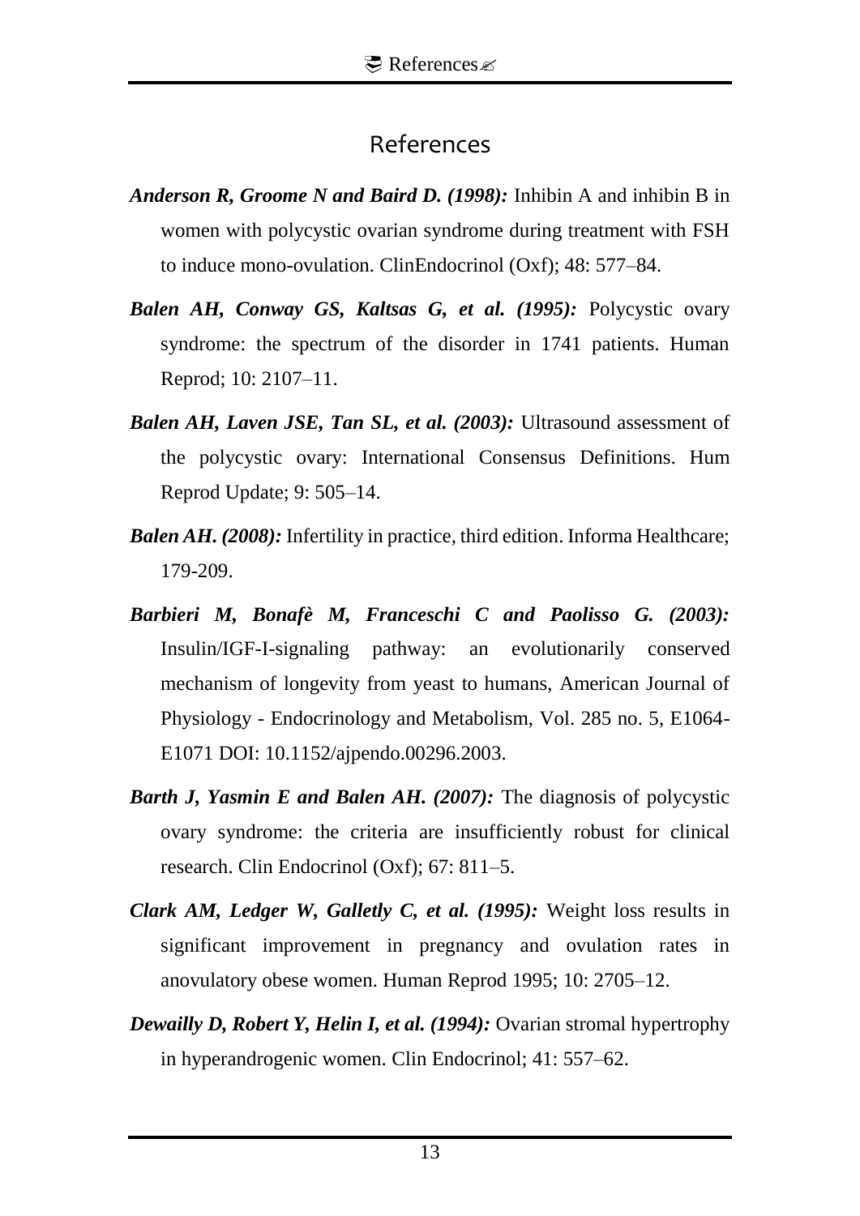# References

***Anderson R, Groome N and Baird D. (1998):*** Inhibin A and inhibin B in women with polycystic ovarian syndrome during treatment with FSH to induce mono-ovulation. ClinEndocrinol (Oxf); 48: 577–84.

***Balen AH, Conway GS, Kaltsas G, et al. (1995):*** Polycystic ovary syndrome: the spectrum of the disorder in 1741 patients. Human Reprod; 10: 2107–11.

***Balen AH, Laven JSE, Tan SL, et al. (2003):*** Ultrasound assessment of the polycystic ovary: International Consensus Definitions. Hum Reprod Update; 9: 505–14.

***Balen AH. (2008):*** Infertility in practice, third edition. Informa Healthcare; 179-209.

***Barbieri M, Bonafè M, Franceschi C and Paolisso G. (2003):*** Insulin/IGF-I-signaling pathway: an evolutionarily conserved mechanism of longevity from yeast to humans, American Journal of Physiology - Endocrinology and Metabolism, Vol. 285 no. 5, E1064-E1071 DOI: 10.1152/ajpendo.00296.2003.

***Barth J, Yasmin E and Balen AH. (2007):*** The diagnosis of polycystic ovary syndrome: the criteria are insufficiently robust for clinical research. Clin Endocrinol (Oxf); 67: 811–5.

***Clark AM, Ledger W, Galletly C, et al. (1995):*** Weight loss results in significant improvement in pregnancy and ovulation rates in anovulatory obese women. Human Reprod 1995; 10: 2705–12.

***Dewailly D, Robert Y, Helin I, et al. (1994):*** Ovarian stromal hypertrophy in hyperandrogenic women. Clin Endocrinol; 41: 557–62.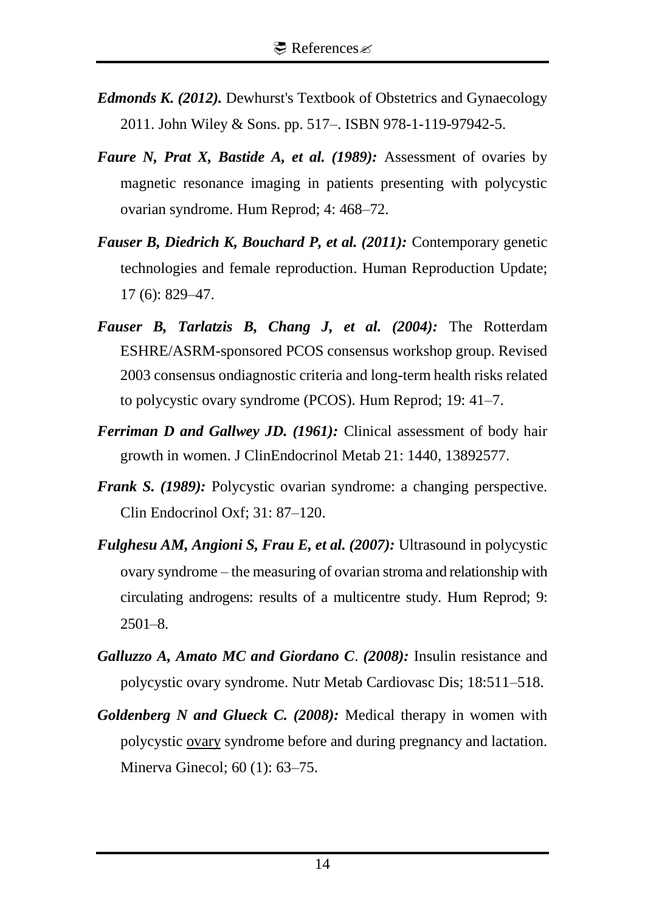***Edmonds K. (2012).*** Dewhurst's Textbook of Obstetrics and Gynaecology 2011. John Wiley & Sons. pp. 517–. ISBN 978-1-119-97942-5.

***Faure N, Prat X, Bastide A, et al. (1989):*** Assessment of ovaries by magnetic resonance imaging in patients presenting with polycystic ovarian syndrome. Hum Reprod; 4: 468–72.

***Fauser B, Diedrich K, Bouchard P, et al. (2011):*** Contemporary genetic technologies and female reproduction. Human Reproduction Update; 17 (6): 829–47.

***Fauser B, Tarlatzis B, Chang J, et al. (2004):*** The Rotterdam ESHRE/ASRM-sponsored PCOS consensus workshop group. Revised 2003 consensus ondiagnostic criteria and long-term health risks related to polycystic ovary syndrome (PCOS). Hum Reprod; 19: 41–7.

***Ferriman D and Gallwey JD. (1961):*** Clinical assessment of body hair growth in women. J ClinEndocrinol Metab 21: 1440, 13892577.

***Frank S. (1989):*** Polycystic ovarian syndrome: a changing perspective. Clin Endocrinol Oxf; 31: 87–120.

***Fulghesu AM, Angioni S, Frau E, et al. (2007):*** Ultrasound in polycystic ovary syndrome – the measuring of ovarian stroma and relationship with circulating androgens: results of a multicentre study. Hum Reprod; 9: 2501–8.

***Galluzzo A, Amato MC and Giordano C. (2008):*** Insulin resistance and polycystic ovary syndrome. Nutr Metab Cardiovasc Dis; 18:511–518.

***Goldenberg N and Glueck C. (2008):*** Medical therapy in women with polycystic ovary syndrome before and during pregnancy and lactation. Minerva Ginecol; 60 (1): 63–75.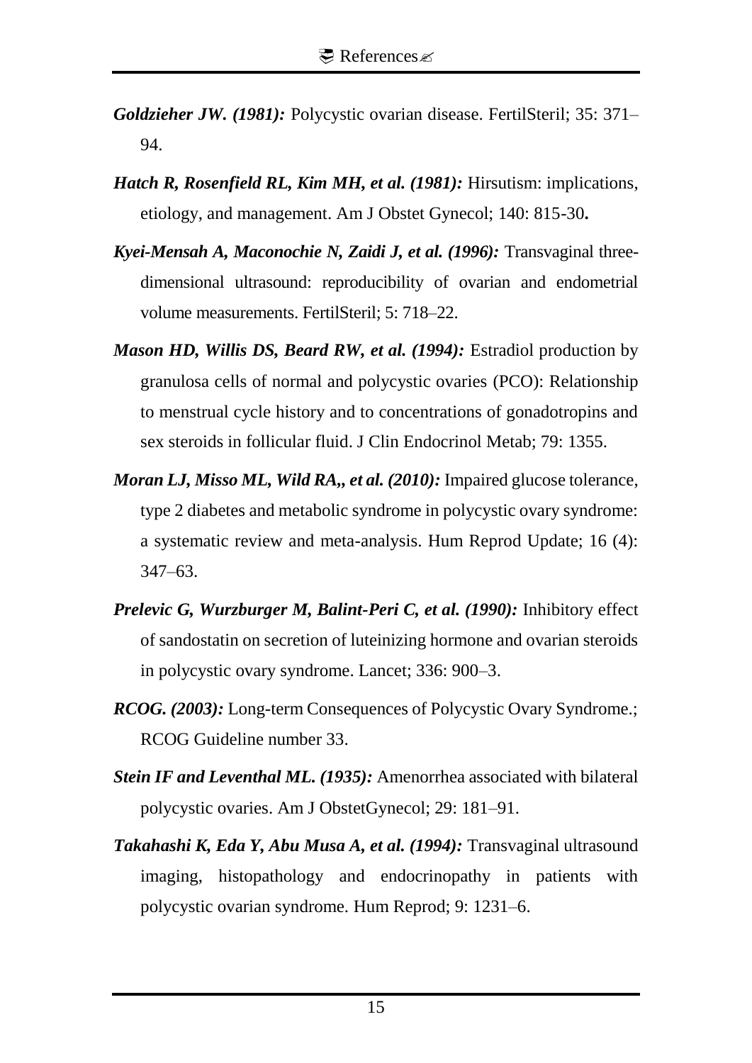***Goldzieher JW. (1981):*** Polycystic ovarian disease. FertilSteril; 35: 371–94.

***Hatch R, Rosenfield RL, Kim MH, et al. (1981):*** Hirsutism: implications, etiology, and management. Am J Obstet Gynecol; 140: 815-30**.**

***Kyei-Mensah A, Maconochie N, Zaidi J, et al. (1996):*** Transvaginal three-dimensional ultrasound: reproducibility of ovarian and endometrial volume measurements. FertilSteril; 5: 718–22.

***Mason HD, Willis DS, Beard RW, et al. (1994):*** Estradiol production by granulosa cells of normal and polycystic ovaries (PCO): Relationship to menstrual cycle history and to concentrations of gonadotropins and sex steroids in follicular fluid. J Clin Endocrinol Metab; 79: 1355.

***Moran LJ, Misso ML, Wild RA,, et al. (2010):*** Impaired glucose tolerance, type 2 diabetes and metabolic syndrome in polycystic ovary syndrome: a systematic review and meta-analysis. Hum Reprod Update; 16 (4): 347–63.

***Prelevic G, Wurzburger M, Balint-Peri C, et al. (1990):*** Inhibitory effect of sandostatin on secretion of luteinizing hormone and ovarian steroids in polycystic ovary syndrome. Lancet; 336: 900–3.

***RCOG. (2003):*** Long-term Consequences of Polycystic Ovary Syndrome.; RCOG Guideline number 33.

***Stein IF and Leventhal ML. (1935):*** Amenorrhea associated with bilateral polycystic ovaries. Am J ObstetGynecol; 29: 181–91.

***Takahashi K, Eda Y, Abu Musa A, et al. (1994):*** Transvaginal ultrasound imaging, histopathology and endocrinopathy in patients with polycystic ovarian syndrome. Hum Reprod; 9: 1231–6.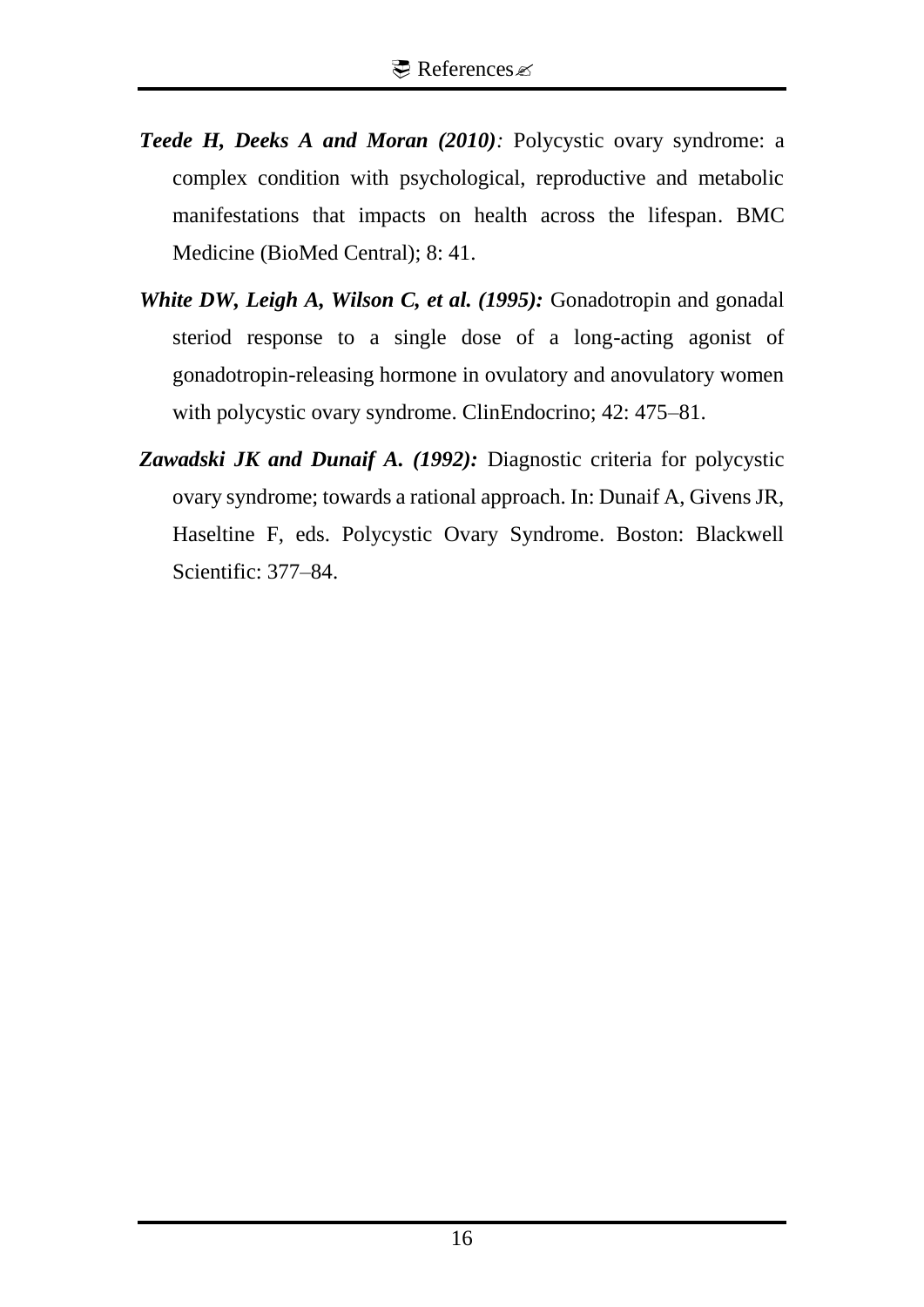***Teede H, Deeks A and Moran (2010):*** Polycystic ovary syndrome: a complex condition with psychological, reproductive and metabolic manifestations that impacts on health across the lifespan. BMC Medicine (BioMed Central); 8: 41.

***White DW, Leigh A, Wilson C, et al. (1995):*** Gonadotropin and gonadal steriod response to a single dose of a long-acting agonist of gonadotropin-releasing hormone in ovulatory and anovulatory women with polycystic ovary syndrome. ClinEndocrino; 42: 475–81.

***Zawadski JK and Dunaif A. (1992):*** Diagnostic criteria for polycystic ovary syndrome; towards a rational approach. In: Dunaif A, Givens JR, Haseltine F, eds. Polycystic Ovary Syndrome. Boston: Blackwell Scientific: 377–84.